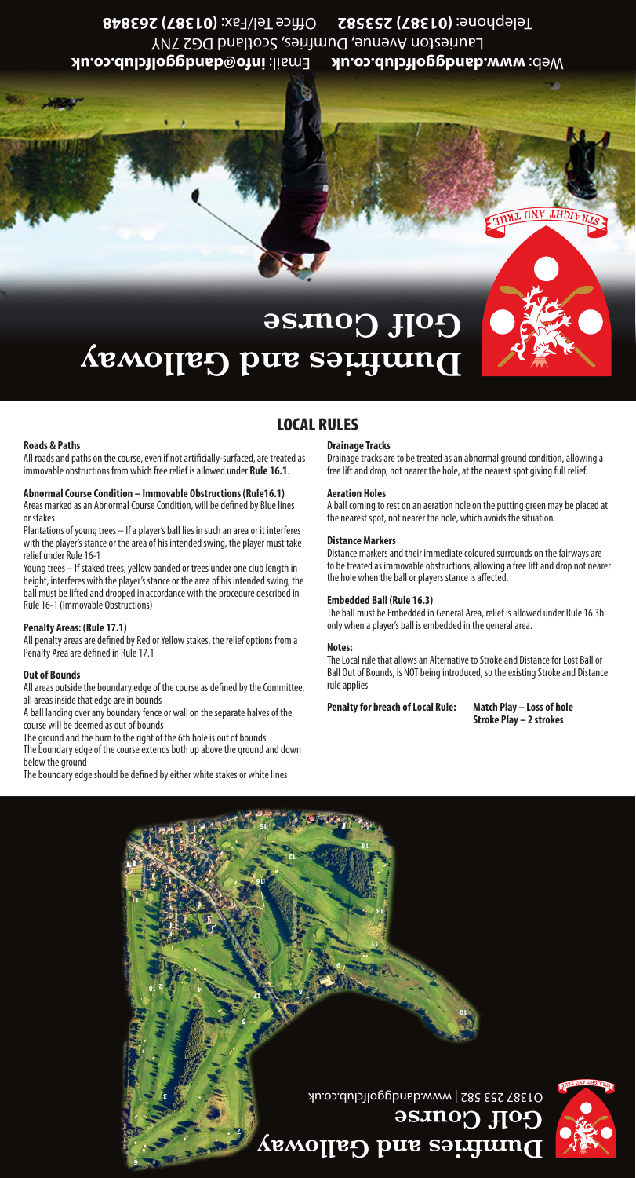# Dumfries and Galloway Golf Course

Web: **www.dandggolfclub.co.uk** Email: **info@dandggolfclub.co.uk**

Laurieston Avenue, Dumfries, Scotland DG2 7NY

Telephone: **(01387) 253582** Office Tel/Fax: **(01387) 263848**

## LOCAL RULES

**Roads & Paths**

All roads and paths on the course, even if not artificially-surfaced, are treated as immovable obstructions from which free relief is allowed under **Rule 16.1**.

**Abnormal Course Condition – Immovable Obstructions (Rule16.1)**

Areas marked as an Abnormal Course Condition, will be defined by Blue lines or stakes

Plantations of young trees – If a player's ball lies in such an area or it interferes with the player's stance or the area of his intended swing, the player must take relief under Rule 16-1

Young trees – If staked trees, yellow banded or trees under one club length in height, interferes with the player's stance or the area of his intended swing, the ball must be lifted and dropped in accordance with the procedure described in Rule 16-1 (Immovable Obstructions)

**Penalty Areas: (Rule 17.1)**

All penalty areas are defined by Red or Yellow stakes, the relief options from a Penalty Area are defined in Rule 17.1

**Out of Bounds**

All areas outside the boundary edge of the course as defined by the Committee, all areas inside that edge are in bounds

A ball landing over any boundary fence or wall on the separate halves of the course will be deemed as out of bounds

The ground and the burn to the right of the 6th hole is out of bounds

The boundary edge of the course extends both up above the ground and down below the ground

The boundary edge should be defined by either white stakes or white lines

**Drainage Tracks**

Drainage tracks are to be treated as an abnormal ground condition, allowing a free lift and drop, not nearer the hole, at the nearest spot giving full relief.

**Aeration Holes**

A ball coming to rest on an aeration hole on the putting green may be placed at the nearest spot, not nearer the hole, which avoids the situation.

**Distance Markers**

Distance markers and their immediate coloured surrounds on the fairways are to be treated as immovable obstructions, allowing a free lift and drop not nearer the hole when the ball or players stance is affected.

**Embedded Ball (Rule 16.3)**

The ball must be Embedded in General Area, relief is allowed under Rule 16.3b only when a player's ball is embedded in the general area.

**Notes:**

The Local rule that allows an Alternative to Stroke and Distance for Lost Ball or Ball Out of Bounds, is NOT being introduced, so the existing Stroke and Distance rule applies

**Penalty for breach of Local Rule:** **Match Play – Loss of hole**
**Stroke Play – 2 strokes**

# Dumfries and Galloway Golf Course

01387 253 582 | www.dandggolfclub.co.uk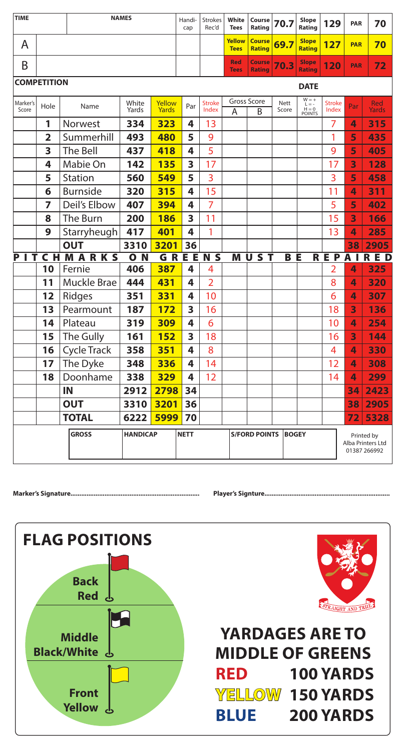| TIME | NAMES | Handicap | Strokes Rec'd | White Tees | Course Rating | 70.7 | Slope Rating | 129 | PAR | 70 |
|---|---|---|---|---|---|---|---|---|---|---|
| A | | | | Yellow Tees | Course Rating | 69.7 | Slope Rating | 127 | PAR | 70 |
| B | | | | Red Tees | Course Rating | 70.3 | Slope Rating | 120 | PAR | 72 |

**COMPETITION** **DATE**

| Marker's Score | Hole | Name | White Yards | Yellow Yards | Par | Stroke Index | Gross Score A | Gross Score B | Nett Score | W = + L = - H = 0 POINTS | Stroke Index | Par | Red Yards |
|---|---|---|---|---|---|---|---|---|---|---|---|---|---|
| | 1 | Norwest | 334 | 323 | 4 | 13 | | | | | 7 | 4 | 315 |
| | 2 | Summerhill | 493 | 480 | 5 | 9 | | | | | 1 | 5 | 435 |
| | 3 | The Bell | 437 | 418 | 4 | 5 | | | | | 9 | 5 | 405 |
| | 4 | Mabie On | 142 | 135 | 3 | 17 | | | | | 17 | 3 | 128 |
| | 5 | Station | 560 | 549 | 5 | 3 | | | | | 3 | 5 | 458 |
| | 6 | Burnside | 320 | 315 | 4 | 15 | | | | | 11 | 4 | 311 |
| | 7 | Deil's Elbow | 407 | 394 | 4 | 7 | | | | | 5 | 5 | 402 |
| | 8 | The Burn | 200 | 186 | 3 | 11 | | | | | 15 | 3 | 166 |
| | 9 | Starryheugh | 417 | 401 | 4 | 1 | | | | | 13 | 4 | 285 |
| | | OUT | 3310 | 3201 | 36 | | | | | | | 38 | 2905 |
| PITCH MARKS ON GREENS MUST BE REPAIRED | | | | | | | | | | | | | |
| | 10 | Fernie | 406 | 387 | 4 | 4 | | | | | 2 | 4 | 325 |
| | 11 | Muckle Brae | 444 | 431 | 4 | 2 | | | | | 8 | 4 | 320 |
| | 12 | Ridges | 351 | 331 | 4 | 10 | | | | | 6 | 4 | 307 |
| | 13 | Pearmount | 187 | 172 | 3 | 16 | | | | | 18 | 3 | 136 |
| | 14 | Plateau | 319 | 309 | 4 | 6 | | | | | 10 | 4 | 254 |
| | 15 | The Gully | 161 | 152 | 3 | 18 | | | | | 16 | 3 | 144 |
| | 16 | Cycle Track | 358 | 351 | 4 | 8 | | | | | 4 | 4 | 330 |
| | 17 | The Dyke | 348 | 336 | 4 | 14 | | | | | 12 | 4 | 308 |
| | 18 | Doonhame | 338 | 329 | 4 | 12 | | | | | 14 | 4 | 299 |
| | | IN | 2912 | 2798 | 34 | | | | | | | 34 | 2423 |
| | | OUT | 3310 | 3201 | 36 | | | | | | | 38 | 2905 |
| | | TOTAL | 6222 | 5999 | 70 | | | | | | | 72 | 5328 |

| GROSS | HANDICAP | NETT | S/FORD POINTS | BOGEY |
|---|---|---|---|---|
| | | | | |

Printed by Alba Printers Ltd 01387 266992

Marker's Signature......................................................................  Player's Signture......................................................................

## FLAG POSITIONS

Back Red

Middle Black/White

Front Yellow

STRAIGHT AND TRUE

**YARDAGES ARE TO MIDDLE OF GREENS**

**RED 100 YARDS**

**YELLOW 150 YARDS**

**BLUE 200 YARDS**